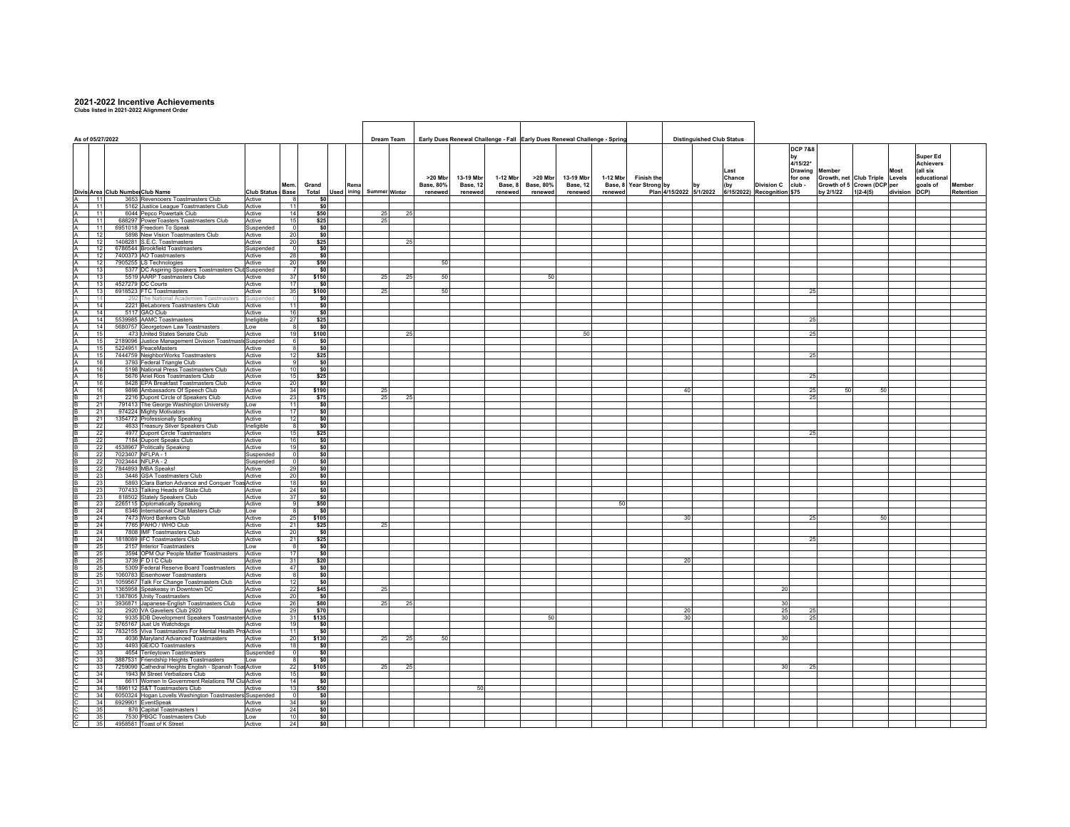# 2021-2022 Incentive Achievements

**Clubs listed in 2021-2022 Alignment Order**

As of 05/27/2022

| Division | Area | Club Number | Club Name | Club Status | Mem. Base | Grand Total | Used | Remaining | Dream Team | | Early Dues Renewal Challenge - Fall | | | Early Dues Renewal Challenge - Spring | | | | Distinguished Club Status | | | | | | | | | |
|---|---|---|---|---|---|---|---|---|---|---|---|---|---|---|---|---|---|---|---|---|---|---|---|---|---|---|---|
| | | | | | | | | | Summer | Winter | >20 Mbr Base, 80% renewed | 13-19 Mbr Base, 12 renewed | 1-12 Mbr Base, 8 renewed | >20 Mbr Base, 80% renewed | 13-19 Mbr Base, 12 renewed | 1-12 Mbr Base, 8 renewed | Finish the Year Strong | Plan by 4/15/2022 | by 5/1/2022 | Last Chance (by 6/15/2022) | Division C Recognition | DCP 7&8 by 4/15/22* Drawing for one club - $75 | Member Growth, net Growth of 5 by 2/1/22 | Club Triple Crown (DCP per 1\|2-4\|5) | Most Levels division | Super Ed Achievers (all six educational goals of DCP) | Member Retention |
| A | 11 | 3653 | Revenooers Toastmasters Club | Active | 8 | $0 | | | | | | | | | | | | | | | | | | | | | |
| A | 11 | 5162 | Justice League Toastmasters Club | Active | 11 | $0 | | | | | | | | | | | | | | | | | | | | | |
| A | 11 | 6044 | Pepco Powertalk Club | Active | 14 | $50 | | | 25 | 25 | | | | | | | | | | | | | | | | | |
| A | 11 | 688297 | PowerToasters Toastmasters Club | Active | 15 | $25 | | | 25 | | | | | | | | | | | | | | | | | | |
| A | 11 | 6951018 | Freedom To Speak | Suspended | 0 | $0 | | | | | | | | | | | | | | | | | | | | | |
| A | 12 | 5898 | New Vision Toastmasters Club | Active | 20 | $0 | | | | | | | | | | | | | | | | | | | | | |
| A | 12 | 1408281 | S.E.C. Toastmasters | Active | 20 | $25 | | | | 25 | | | | | | | | | | | | | | | | | |
| A | 12 | 6786544 | Brookfield Toastmasters | Suspended | 0 | $0 | | | | | | | | | | | | | | | | | | | | | |
| A | 12 | 7400373 | AO Toastmasters | Active | 28 | $0 | | | | | | | | | | | | | | | | | | | | | |
| A | 12 | 7905255 | LS Technologies | Active | 20 | $50 | | | | | 50 | | | | | | | | | | | | | | | | |
| A | 13 | 5377 | DC Aspiring Speakers Toastmasters Club | Suspended | 7 | $0 | | | | | | | | | | | | | | | | | | | | | |
| A | 13 | 5519 | AARP Toastmasters Club | Active | 37 | $150 | | | 25 | 25 | 50 | | | 50 | | | | | | | | | | | | | |
| A | 13 | 4527279 | DC Courts | Active | 17 | $0 | | | | | | | | | | | | | | | | | | | | | |
| A | 13 | 6918523 | FTC Toastmasters | Active | 35 | $100 | | | 25 | | 50 | | | | | | | | | | | 25 | | | | | |
| A | 14 | 292 | The National Academies Toastmasters | Suspended | 0 | $0 | | | | | | | | | | | | | | | | | | | | | |
| A | 14 | 2221 | BeLaborers Toastmasters Club | Active | 11 | $0 | | | | | | | | | | | | | | | | | | | | | |
| A | 14 | 5117 | GAO Club | Active | 16 | $0 | | | | | | | | | | | | | | | | | | | | | |
| A | 14 | 5539985 | AAMC Toastmasters | Ineligible | 27 | $25 | | | | | | | | | | | | | | | | 25 | | | | | |
| A | 14 | 5680757 | Georgetown Law Toastmasters | Low | 8 | $0 | | | | | | | | | | | | | | | | | | | | | |
| A | 15 | 473 | United States Senate Club | Active | 19 | $100 | | | | 25 | | | | | 50 | | | | | | | 25 | | | | | |
| A | 15 | 2189096 | Justice Management Division Toastmasters | Suspended | 6 | $0 | | | | | | | | | | | | | | | | | | | | | |
| A | 15 | 5224951 | PeaceMasters | Active | 8 | $0 | | | | | | | | | | | | | | | | | | | | | |
| A | 15 | 7444759 | NeighborWorks Toastmasters | Active | 12 | $25 | | | | | | | | | | | | | | | | 25 | | | | | |
| A | 16 | 3793 | Federal Triangle Club | Active | 9 | $0 | | | | | | | | | | | | | | | | | | | | | |
| A | 16 | 5198 | National Press Toastmasters Club | Active | 10 | $0 | | | | | | | | | | | | | | | | | | | | | |
| A | 16 | 5676 | Ariel Rios Toastmasters Club | Active | 15 | $25 | | | | | | | | | | | | | | | | 25 | | | | | |
| A | 16 | 8428 | EPA Breakfast Toastmasters Club | Active | 20 | $0 | | | | | | | | | | | | | | | | | | | | | |
| A | 16 | 9898 | Ambassadors Of Speech Club | Active | 34 | $190 | | | 25 | | | | | | | | | 40 | | | | 25 | 50 | 50 | | | |
| B | 21 | 2216 | Dupont Circle of Speakers Club | Active | 23 | $75 | | | 25 | 25 | | | | | | | | | | | | 25 | | | | | |
| B | 21 | 791413 | The George Washington University | Low | 11 | $0 | | | | | | | | | | | | | | | | | | | | | |
| B | 21 | 974224 | Mighty Motivators | Active | 17 | $0 | | | | | | | | | | | | | | | | | | | | | |
| B | 21 | 1354772 | Professionally Speaking | Active | 12 | $0 | | | | | | | | | | | | | | | | | | | | | |
| B | 22 | 4633 | Treasury Silver Speakers Club | Ineligible | 8 | $0 | | | | | | | | | | | | | | | | | | | | | |
| B | 22 | 4977 | Dupont Circle Toastmasters | Active | 15 | $25 | | | | | | | | | | | | | | | | 25 | | | | | |
| B | 22 | 7184 | Dupont Speaks Club | Active | 16 | $0 | | | | | | | | | | | | | | | | | | | | | |
| B | 22 | 4538967 | Politically Speaking | Active | 19 | $0 | | | | | | | | | | | | | | | | | | | | | |
| B | 22 | 7023407 | NFLPA - 1 | Suspended | 0 | $0 | | | | | | | | | | | | | | | | | | | | | |
| B | 22 | 7023444 | NFLPA - 2 | Suspended | 0 | $0 | | | | | | | | | | | | | | | | | | | | | |
| B | 22 | 7844893 | MBA Speaks! | Active | 29 | $0 | | | | | | | | | | | | | | | | | | | | | |
| B | 23 | 3448 | GSA Toastmasters Club | Active | 20 | $0 | | | | | | | | | | | | | | | | | | | | | |
| B | 23 | 5893 | Clara Barton Advance and Conquer Toastmasters | Active | 18 | $0 | | | | | | | | | | | | | | | | | | | | | |
| B | 23 | 707433 | Talking Heads of State Club | Active | 24 | $0 | | | | | | | | | | | | | | | | | | | | | |
| B | 23 | 818502 | Stately Speakers Club | Active | 37 | $0 | | | | | | | | | | | | | | | | | | | | | |
| B | 23 | 2265115 | Diplomatically Speaking | Active | 9 | $50 | | | | | | | | | | 50 | | | | | | | | | | | |
| B | 24 | 6346 | International Chat Masters Club | Low | 8 | $0 | | | | | | | | | | | | | | | | | | | | | |
| B | 24 | 7473 | Word Bankers Club | Active | 25 | $105 | | | | | | | | | | | | 30 | | | | 25 | | | 50 | | |
| B | 24 | 7765 | PAHO / WHO Club | Active | 21 | $25 | | | 25 | | | | | | | | | | | | | | | | | | |
| B | 24 | 7808 | IMF Toastmasters Club | Active | 20 | $0 | | | | | | | | | | | | | | | | | | | | | |
| B | 24 | 1818089 | IFC Toastmasters Club | Active | 21 | $25 | | | | | | | | | | | | | | | | 25 | | | | | |
| B | 25 | 2157 | Interior Toastmasters | Low | 8 | $0 | | | | | | | | | | | | | | | | | | | | | |
| B | 25 | 3594 | OPM Our People Matter Toastmasters | Active | 17 | $0 | | | | | | | | | | | | | | | | | | | | | |
| B | 25 | 3739 | F D I C Club | Active | 31 | $20 | | | | | | | | | | | | 20 | | | | | | | | | |
| B | 25 | 5309 | Federal Reserve Board Toastmasters | Active | 47 | $0 | | | | | | | | | | | | | | | | | | | | | |
| B | 25 | 1060783 | Eisenhower Toastmasters | Active | 8 | $0 | | | | | | | | | | | | | | | | | | | | | |
| C | 31 | 1059567 | Talk For Change Toastmasters Club | Active | 12 | $0 | | | | | | | | | | | | | | | | | | | | | |
| C | 31 | 1365958 | Speakeasy in Downtown DC | Active | 22 | $45 | | | 25 | | | | | | | | | | | | 20 | | | | | | |
| C | 31 | 1387805 | Unity Toastmasters | Active | 20 | $0 | | | | | | | | | | | | | | | | | | | | | |
| C | 31 | 3936871 | Japanese-English Toastmasters Club | Active | 26 | $80 | | | 25 | 25 | | | | | | | | | | | 30 | | | | | | |
| C | 32 | 2920 | VA Gaveliers Club 2920 | Active | 29 | $70 | | | | | | | | | | | | 20 | | | 25 | 25 | | | | | |
| C | 32 | 9335 | IDB Development Speakers Toastmasters | Active | 31 | $135 | | | | | | | | 50 | | | | 30 | | | 30 | 25 | | | | | |
| C | 32 | 5765167 | Just Us Watchdogs | Active | 19 | $0 | | | | | | | | | | | | | | | | | | | | | |
| C | 32 | 7832155 | Viva Toastmasters For Mental Health Pro | Active | 11 | $0 | | | | | | | | | | | | | | | | | | | | | |
| C | 33 | 4036 | Maryland Advanced Toastmasters | Active | 20 | $130 | | | 25 | 25 | 50 | | | | | | | | | | 30 | | | | | | |
| C | 33 | 4493 | GEICO Toastmasters | Active | 18 | $0 | | | | | | | | | | | | | | | | | | | | | |
| C | 33 | 4654 | Tenleytown Toastmasters | Suspended | 0 | $0 | | | | | | | | | | | | | | | | | | | | | |
| C | 33 | 3887531 | Friendship Heights Toastmasters | Low | 8 | $0 | | | | | | | | | | | | | | | | | | | | | |
| C | 33 | 7259090 | Cathedral Heights English - Spanish Toas | Active | 22 | $105 | | | 25 | 25 | | | | | | | | | | | 30 | 25 | | | | | |
| C | 34 | 1943 | M Street Verbalizers Club | Active | 15 | $0 | | | | | | | | | | | | | | | | | | | | | |
| C | 34 | 6611 | Women In Government Relations TM Clu | Active | 14 | $0 | | | | | | | | | | | | | | | | | | | | | |
| C | 34 | 1896112 | S&T Toastmasters Club | Active | 13 | $50 | | | | | | 50 | | | | | | | | | | | | | | | |
| C | 34 | 6050324 | Hogan Lovells Washington Toastmasters | Suspended | 0 | $0 | | | | | | | | | | | | | | | | | | | | | |
| C | 34 | 6929901 | EventSpeak | Active | 34 | $0 | | | | | | | | | | | | | | | | | | | | | |
| C | 35 | 876 | Capital Toastmasters I | Active | 24 | $0 | | | | | | | | | | | | | | | | | | | | | |
| C | 35 | 7530 | PBGC Toastmasters Club | Low | 10 | $0 | | | | | | | | | | | | | | | | | | | | | |
| C | 35 | 4958581 | Toast of K Street | Active | 24 | $0 | | | | | | | | | | | | | | | | | | | | | |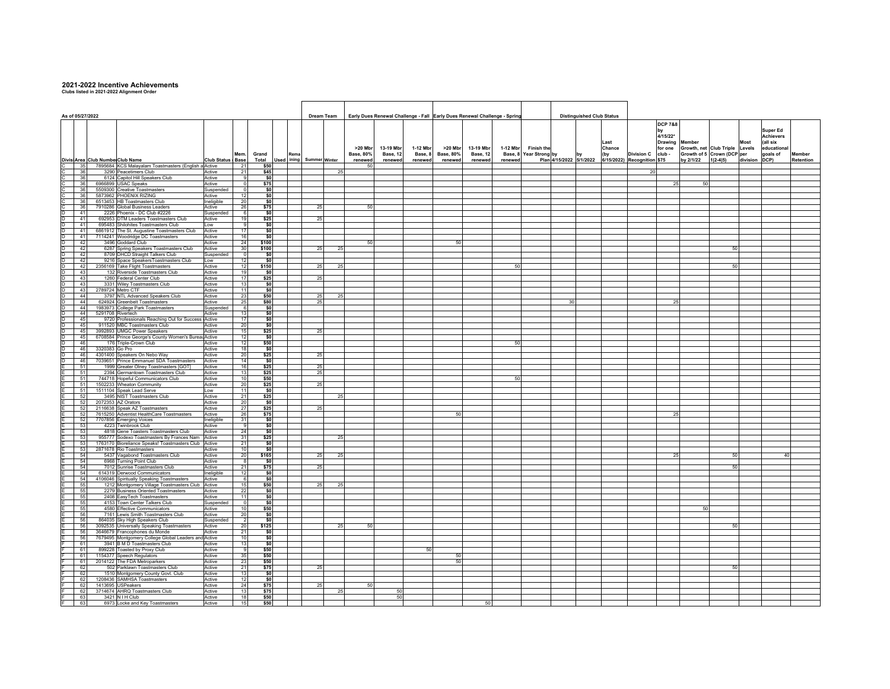# 2021-2022 Incentive Achievements

**Clubs listed in 2021-2022 Alignment Order**

As of 05/27/2022

| Divis | Area | Club Number | Club Name | Club Status | Mem. Base | Grand Total | Used | Remaining | Dream Team Summer | Dream Team Winter | Early Dues Renewal Challenge - Fall >20 Mbr Base, 80% renewed | Fall 13-19 Mbr Base, 12 renewed | Fall 1-12 Mbr Base, 8 renewed | Early Dues Renewal Challenge - Spring >20 Mbr Base, 80% renewed | Spring 13-19 Mbr Base, 12 renewed | Spring 1-12 Mbr Base, 8 renewed | Finish the Year Strong by Plan | Distinguished Club Status by 4/15/2022 | by 5/1/2022 | Last Chance (by 6/15/2022) | Division C Recognition | DCP 7&8 by 4/15/22* Drawing for one club - $75 | Member Growth, net Growth of 5 by 2/1/22 | Club Triple Crown (DCP per 1\|2-4\|5) | Most Levels division | Super Ed Achievers (all six educational goals of DCP) | Member Retention |
|---|---|---|---|---|---|---|---|---|---|---|---|---|---|---|---|---|---|---|---|---|---|---|---|---|---|---|---|
| C | 35 | 7895684 | KCS Malayalam Toastmasters (English a | Active | 21 | $50 | | | | | 50 | | | | | | | | | | | | | | | | |
| C | 36 | 3290 | Peacetimers Club | Active | 21 | $45 | | | | 25 | | | | | | | | | | | 20 | | | | | | |
| C | 36 | 6124 | Capitol Hill Speakers Club | Active | 9 | $0 | | | | | | | | | | | | | | | | | | | | | |
| C | 36 | 6966899 | USAC Speaks | Active | 0 | $75 | | | | | | | | | | | | | | | | 25 | 50 | | | | |
| C | 36 | 5509300 | Creative Toastmasters | Suspended | 0 | $0 | | | | | | | | | | | | | | | | | | | | | |
| C | 36 | 5873962 | PHOENIX RIZING | Active | 12 | $0 | | | | | | | | | | | | | | | | | | | | | |
| C | 36 | 6513453 | HB Toastmasters Club | Ineligible | 20 | $0 | | | | | | | | | | | | | | | | | | | | | |
| C | 36 | 7910286 | Global Business Leaders | Active | 26 | $75 | | | 25 | | 50 | | | | | | | | | | | | | | | | |
| D | 41 | 2226 | Phoenix - DC Club #2226 | Suspended | 6 | $0 | | | | | | | | | | | | | | | | | | | | | |
| D | 41 | 692953 | DTM Leaders Toastmasters Club | Active | 19 | $25 | | | 25 | | | | | | | | | | | | | | | | | | |
| D | 41 | 695483 | Shilohites Toastmasters Club | Low | 9 | $0 | | | | | | | | | | | | | | | | | | | | | |
| D | 41 | 6861912 | The St. Augustine Toastmasters Club | Active | 17 | $0 | | | | | | | | | | | | | | | | | | | | | |
| D | 41 | 7114241 | Woodridge DC Toastmasters | Active | 16 | $0 | | | | | | | | | | | | | | | | | | | | | |
| D | 42 | 3496 | Goddard Club | Active | 24 | $100 | | | | | 50 | | | 50 | | | | | | | | | | | | | |
| D | 42 | 6287 | Spring Speakers Toastmasters Club | Active | 30 | $100 | | | 25 | 25 | | | | | | | | | | | | | | 50 | | | |
| D | 42 | 8709 | DHCD Straight Talkers Club | Suspended | 0 | $0 | | | | | | | | | | | | | | | | | | | | | |
| D | 42 | 9216 | Space SpeakersToastmasters Club | Low | 12 | $0 | | | | | | | | | | | | | | | | | | | | | |
| D | 42 | 2356169 | Take Flight Toastmasters | Active | 12 | $150 | | | 25 | 25 | | | | | | 50 | | | | | | | | 50 | | | |
| D | 43 | 132 | Riverside Toastmasters Club | Active | 19 | $0 | | | | | | | | | | | | | | | | | | | | | |
| D | 43 | 1260 | Federal Center Club | Active | 17 | $25 | | | 25 | | | | | | | | | | | | | | | | | | |
| D | 43 | 3331 | Wiley Toastmasters Club | Active | 13 | $0 | | | | | | | | | | | | | | | | | | | | | |
| D | 43 | 2789724 | Metro CTF | Active | 11 | $0 | | | | | | | | | | | | | | | | | | | | | |
| D | 44 | 3797 | NTL Advanced Speakers Club | Active | 23 | $50 | | | 25 | 25 | | | | | | | | | | | | | | | | | |
| D | 44 | 624924 | Greenbelt Toastmasters | Active | 25 | $80 | | | 25 | | | | | | | | | 30 | | | | 25 | | | | | |
| D | 44 | 1983973 | College Park Toastmasters | Suspended | 6 | $0 | | | | | | | | | | | | | | | | | | | | | |
| D | 44 | 5291708 | Rivertech | Active | 13 | $0 | | | | | | | | | | | | | | | | | | | | | |
| D | 45 | 9720 | Professionals Reaching Out for Success | Active | 17 | $0 | | | | | | | | | | | | | | | | | | | | | |
| D | 45 | 911520 | MBC Toastmasters Club | Active | 20 | $0 | | | | | | | | | | | | | | | | | | | | | |
| D | 45 | 3992893 | UMGC Power Speakers | Active | 15 | $25 | | | 25 | | | | | | | | | | | | | | | | | | |
| D | 45 | 6708584 | Prince George's County Women's Bureau | Active | 12 | $0 | | | | | | | | | | | | | | | | | | | | | |
| D | 46 | 176 | Triple-Crown Club | Active | 12 | $50 | | | | | | | | | | 50 | | | | | | | | | | | |
| D | 46 | 3320383 | Go Pro | Active | 18 | $0 | | | | | | | | | | | | | | | | | | | | | |
| D | 46 | 4301400 | Speakers On Nebo Way | Active | 20 | $25 | | | 25 | | | | | | | | | | | | | | | | | | |
| D | 46 | 7039651 | Prince Emmanuel SDA Toastmasters | Active | 14 | $0 | | | | | | | | | | | | | | | | | | | | | |
| E | 51 | 1999 | Greater Olney Toastmasters [GOT] | Active | 16 | $25 | | | 25 | | | | | | | | | | | | | | | | | | |
| E | 51 | 2394 | Germantown Toastmasters Club | Active | 13 | $25 | | | 25 | | | | | | | | | | | | | | | | | | |
| E | 51 | 744718 | Hopeful Communicators Club | Active | 10 | $50 | | | | | | | | | | 50 | | | | | | | | | | | |
| E | 51 | 1502233 | Wheaton Community | Active | 20 | $25 | | | 25 | | | | | | | | | | | | | | | | | | |
| E | 51 | 1511104 | Speak Lead Serve | Low | 11 | $0 | | | | | | | | | | | | | | | | | | | | | |
| E | 52 | 3495 | NIST Toastmasters Club | Active | 21 | $25 | | | | 25 | | | | | | | | | | | | | | | | | |
| E | 52 | 2072353 | AZ Orators | Active | 20 | $0 | | | | | | | | | | | | | | | | | | | | | |
| E | 52 | 2116638 | Speak AZ Toastmasters | Active | 27 | $25 | | | 25 | | | | | | | | | | | | | | | | | | |
| E | 52 | 7615250 | Adventist HealthCare Toastmasters | Active | 26 | $75 | | | | | | | | 50 | | | | | | | | 25 | | | | | |
| E | 52 | 7707856 | Emerging Voices | Ineligible | 31 | $0 | | | | | | | | | | | | | | | | | | | | | |
| E | 53 | 4223 | Twinbrook Club | Active | 9 | $0 | | | | | | | | | | | | | | | | | | | | | |
| E | 53 | 4818 | Gene Toasters Toastmasters Club | Active | 24 | $0 | | | | | | | | | | | | | | | | | | | | | |
| E | 53 | 955777 | Sodexo Toastmasters By Frances Nam | Active | 31 | $25 | | | | 25 | | | | | | | | | | | | | | | | | |
| E | 53 | 1763170 | Bioreliance Speaks! Toastmasters Club | Active | 21 | $0 | | | | | | | | | | | | | | | | | | | | | |
| E | 53 | 2871678 | Rio Toastmasters | Active | 10 | $0 | | | | | | | | | | | | | | | | | | | | | |
| E | 54 | 5437 | Vagabond Toastmasters Club | Active | 20 | $165 | | | 25 | 25 | | | | | | | | | | | | 25 | | 50 | | 40 | |
| E | 54 | 6968 | Turning Point Club | Active | 8 | $0 | | | | | | | | | | | | | | | | | | | | | |
| E | 54 | 7012 | Sunrise Toastmasters Club | Active | 21 | $75 | | | 25 | | | | | | | | | | | | | | | 50 | | | |
| E | 54 | 614319 | Derwood Communicators | Ineligible | 12 | $0 | | | | | | | | | | | | | | | | | | | | | |
| E | 54 | 4106046 | Spiritually Speaking Toastmasters | Active | 6 | $0 | | | | | | | | | | | | | | | | | | | | | |
| E | 55 | 1212 | Montgomery Village Toastmasters Club | Active | 15 | $50 | | | 25 | 25 | | | | | | | | | | | | | | | | | |
| E | 55 | 2279 | Business Oriented Toastmasters | Active | 22 | $0 | | | | | | | | | | | | | | | | | | | | | |
| E | 55 | 2408 | EasyTech Toastmasters | Active | 11 | $0 | | | | | | | | | | | | | | | | | | | | | |
| E | 55 | 4153 | Town Center Talkers Club | Suspended | 0 | $0 | | | | | | | | | | | | | | | | | | | | | |
| E | 55 | 4580 | Effective Communicators | Active | 10 | $50 | | | | | | | | | | | | | | | | | 50 | | | | |
| E | 56 | 7161 | Lewis Smith Toastmasters Club | Active | 20 | $0 | | | | | | | | | | | | | | | | | | | | | |
| E | 56 | 864035 | Sky High Speakers Club | Suspended | 2 | $0 | | | | | | | | | | | | | | | | | | | | | |
| E | 56 | 3092535 | Universally Speaking Toastmasters | Active | 20 | $125 | | | | 25 | 50 | | | | | | | | | | | | | 50 | | | |
| E | 56 | 3646679 | Francophones du Monde | Active | 21 | $0 | | | | | | | | | | | | | | | | | | | | | |
| E | 56 | 7679495 | Montgomery College Global Leaders and | Active | 10 | $0 | | | | | | | | | | | | | | | | | | | | | |
| F | 61 | 3941 | B M D Toastmasters Club | Active | 13 | $0 | | | | | | | | | | | | | | | | | | | | | |
| F | 61 | 899228 | Toasted by Proxy Club | Active | 9 | $50 | | | | | | | 50 | | | | | | | | | | | | | | |
| F | 61 | 1154377 | Speech Regulators | Active | 35 | $50 | | | | | | | | 50 | | | | | | | | | | | | | |
| F | 61 | 2014122 | The FDA Metroparkers | Active | 23 | $50 | | | | | | | | 50 | | | | | | | | | | | | | |
| F | 62 | 502 | Parklawn Toastmasters Club | Active | 21 | $75 | | | 25 | | | | | | | | | | | | | | | 50 | | | |
| F | 62 | 1510 | Montgomery County Govt. Club | Active | 13 | $0 | | | | | | | | | | | | | | | | | | | | | |
| F | 62 | 1208436 | SAMHSA Toastmasters | Active | 12 | $0 | | | | | | | | | | | | | | | | | | | | | |
| F | 62 | 1413695 | USPeakers | Active | 24 | $75 | | | 25 | | 50 | | | | | | | | | | | | | | | | |
| F | 62 | 3714674 | AHRQ Toastmasters Club | Active | 13 | $75 | | | | 25 | | 50 | | | | | | | | | | | | | | | |
| F | 63 | 3421 | N I H Club | Active | 18 | $50 | | | | | | 50 | | | | | | | | | | | | | | | |
| F | 63 | 6973 | Locke and Key Toastmasters | Active | 15 | $50 | | | | | | | | | 50 | | | | | | | | | | | | |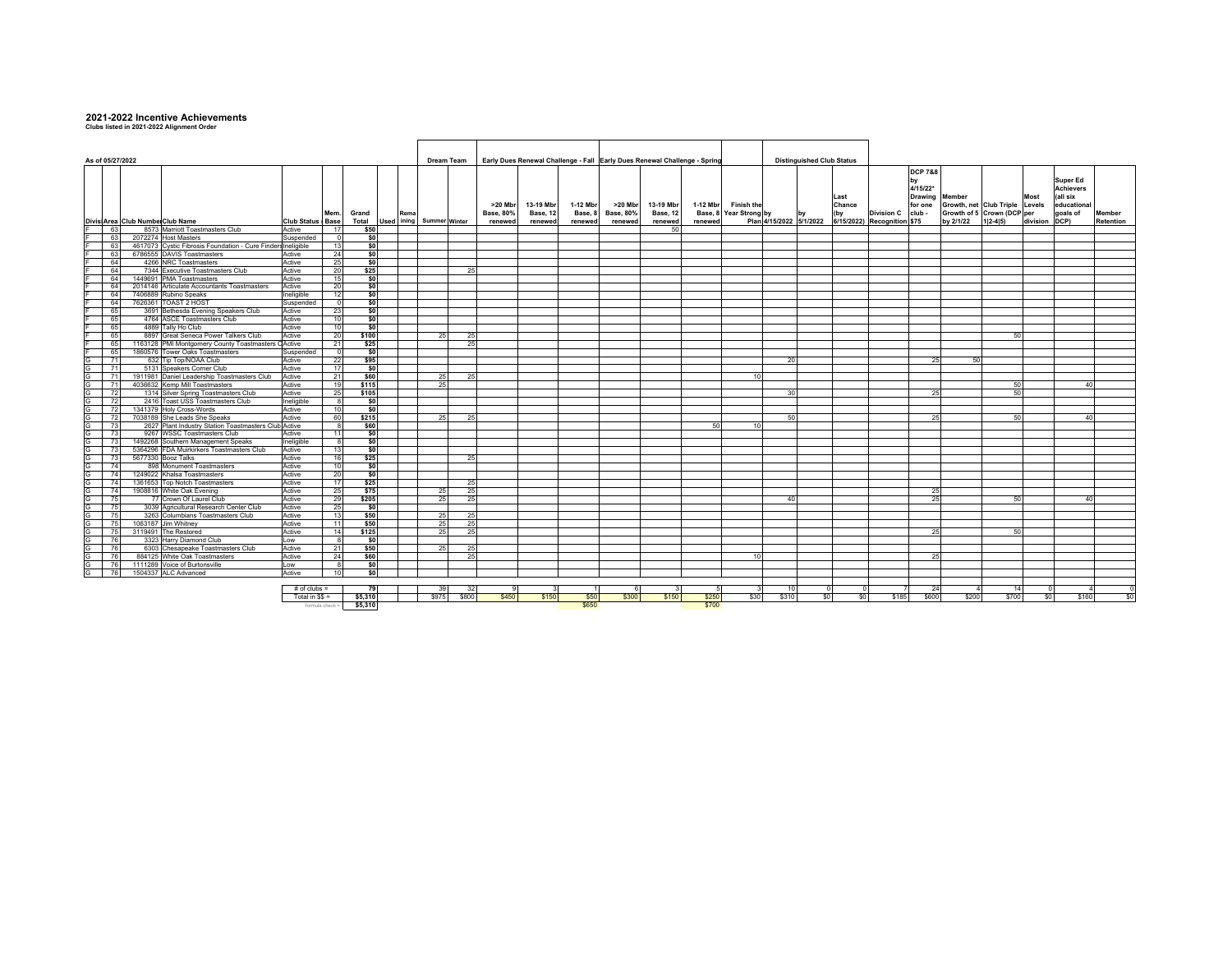# 2021-2022 Incentive Achievements

**Clubs listed in 2021-2022 Alignment Order**

| As of 05/27/2022 | | | | | | | | | Dream Team | | Early Dues Renewal Challenge - Fall | | | Early Dues Renewal Challenge - Spring | | | | Distinguished Club Status | | | | | | | | | |
|---|---|---|---|---|---|---|---|---|---|---|---|---|---|---|---|---|---|---|---|---|---|---|---|---|---|---|---|
| Divis | Area | Club Number | Club Name | Club Status | Mem. Base | Grand Total | Used | Remaining | Summer | Winter | >20 Mbr Base, 80% renewed | 13-19 Mbr Base, 12 renewed | 1-12 Mbr Base, 8 renewed | >20 Mbr Base, 80% renewed | 13-19 Mbr Base, 12 renewed | 1-12 Mbr Base, 8 renewed | Finish the Year Strong | Plan by 4/15/2022 | by 5/1/2022 | Last Chance (by 6/15/2022) | Division C Recognition | DCP 7&8 by 4/15/22* Drawing for one club - $75 | Member Growth, net Growth of 5 by 2/1/22 | Club Triple Crown (DCP per 1\|2-4\|5) | Most Levels division | Super Ed Achievers (all six educational goals of DCP) | Member Retention |
| F | 63 | 8573 | Marriott Toastmasters Club | Active | 17 | $50 | | | | | | | | | 50 | | | | | | | | | | | | |
| F | 63 | 2072274 | Host Masters | Suspended | 0 | $0 | | | | | | | | | | | | | | | | | | | | | |
| F | 63 | 4617073 | Cystic Fibrosis Foundation - Cure Finders | Ineligible | 13 | $0 | | | | | | | | | | | | | | | | | | | | | |
| F | 63 | 6786555 | DAVIS Toastmasters | Active | 24 | $0 | | | | | | | | | | | | | | | | | | | | | |
| F | 64 | 4266 | NRC Toastmasters | Active | 25 | $0 | | | | | | | | | | | | | | | | | | | | | |
| F | 64 | 7344 | Executive Toastmasters Club | Active | 20 | $25 | | | | 25 | | | | | | | | | | | | | | | | | |
| F | 64 | 1449691 | PMA Toastmasters | Active | 15 | $0 | | | | | | | | | | | | | | | | | | | | | |
| F | 64 | 2014146 | Articulate Accountants Toastmasters | Active | 20 | $0 | | | | | | | | | | | | | | | | | | | | | |
| F | 64 | 7406889 | Rubino Speaks | Ineligible | 12 | $0 | | | | | | | | | | | | | | | | | | | | | |
| F | 64 | 7626361 | TOAST 2 HOST | Suspended | 0 | $0 | | | | | | | | | | | | | | | | | | | | | |
| F | 65 | 3691 | Bethesda Evening Speakers Club | Active | 23 | $0 | | | | | | | | | | | | | | | | | | | | | |
| F | 65 | 4764 | ASCE Toastmasters Club | Active | 10 | $0 | | | | | | | | | | | | | | | | | | | | | |
| F | 65 | 4889 | Tally Ho Club | Active | 10 | $0 | | | | | | | | | | | | | | | | | | | | | |
| F | 65 | 8897 | Great Seneca Power Talkers Club | Active | 20 | $100 | | | 25 | 25 | | | | | | | | | | | | | | 50 | | | |
| F | 65 | 1163128 | PMI Montgomery County Toastmasters C | Active | 21 | $25 | | | | 25 | | | | | | | | | | | | | | | | | |
| F | 65 | 1860576 | Tower Oaks Toastmasters | Suspended | 0 | $0 | | | | | | | | | | | | | | | | | | | | | |
| G | 71 | 632 | Tip Top/NOAA Club | Active | 22 | $95 | | | | | | | | | | | | 20 | | | | 25 | 50 | | | | |
| G | 71 | 5131 | Speakers Corner Club | Active | 17 | $0 | | | | | | | | | | | | | | | | | | | | | |
| G | 71 | 1911981 | Daniel Leadership Toastmasters Club | Active | 21 | $60 | | | 25 | 25 | | | | | | | 10 | | | | | | | | | | |
| G | 71 | 4036632 | Kemp Mill Toastmasters | Active | 19 | $115 | | | 25 | | | | | | | | | | | | | | | 50 | | 40 | |
| G | 72 | 1314 | Silver Spring Toastmasters Club | Active | 25 | $105 | | | | | | | | | | | | 30 | | | | 25 | | 50 | | | |
| G | 72 | 2416 | Toast USS Toastmasters Club | Ineligible | 8 | $0 | | | | | | | | | | | | | | | | | | | | | |
| G | 72 | 1341379 | Holy Cross-Words | Active | 10 | $0 | | | | | | | | | | | | | | | | | | | | | |
| G | 72 | 7038189 | She Leads She Speaks | Active | 60 | $215 | | | 25 | 25 | | | | | | | | 50 | | | | 25 | | 50 | | 40 | |
| G | 73 | 2627 | Plant Industry Station Toastmasters Club | Active | 8 | $60 | | | | | | | | | | 50 | 10 | | | | | | | | | | |
| G | 73 | 9267 | WSSC Toastmasters Club | Active | 11 | $0 | | | | | | | | | | | | | | | | | | | | | |
| G | 73 | 1492268 | Southern Management Speaks | Ineligible | 8 | $0 | | | | | | | | | | | | | | | | | | | | | |
| G | 73 | 5364296 | FDA Muirkirkers Toastmasters Club | Active | 13 | $0 | | | | | | | | | | | | | | | | | | | | | |
| G | 73 | 5677330 | Booz Talks | Active | 16 | $25 | | | | 25 | | | | | | | | | | | | | | | | | |
| G | 74 | 898 | Monument Toastmasters | Active | 10 | $0 | | | | | | | | | | | | | | | | | | | | | |
| G | 74 | 1249022 | Khalsa Toastmasters | Active | 20 | $0 | | | | | | | | | | | | | | | | | | | | | |
| G | 74 | 1361653 | Top Notch Toastmasters | Active | 17 | $25 | | | | 25 | | | | | | | | | | | | | | | | | |
| G | 74 | 1908816 | White Oak Evening | Active | 25 | $75 | | | 25 | 25 | | | | | | | | | | | | 25 | | | | | |
| G | 75 | 77 | Crown Of Laurel Club | Active | 29 | $205 | | | 25 | 25 | | | | | | | | 40 | | | | 25 | | 50 | | 40 | |
| G | 75 | 3039 | Agricultural Research Center Club | Active | 25 | $0 | | | | | | | | | | | | | | | | | | | | | |
| G | 75 | 3263 | Columbians Toastmasters Club | Active | 13 | $50 | | | 25 | 25 | | | | | | | | | | | | | | | | | |
| G | 75 | 1063187 | Jim Whitney | Active | 11 | $50 | | | 25 | 25 | | | | | | | | | | | | | | | | | |
| G | 75 | 3119491 | The Restored | Active | 14 | $125 | | | 25 | 25 | | | | | | | | | | | | 25 | | 50 | | | |
| G | 76 | 3323 | Harry Diamond Club | Low | 8 | $0 | | | | | | | | | | | | | | | | | | | | | |
| G | 76 | 6303 | Chesapeake Toastmasters Club | Active | 21 | $50 | | | 25 | 25 | | | | | | | | | | | | | | | | | |
| G | 76 | 884125 | White Oak Toastmasters | Active | 24 | $60 | | | | 25 | | | | | | | 10 | | | | | 25 | | | | | |
| G | 76 | 1111289 | Voice of Burtonsville | Low | 8 | $0 | | | | | | | | | | | | | | | | | | | | | |
| G | 76 | 1504337 | ALC Advanced | Active | 10 | $0 | | | | | | | | | | | | | | | | | | | | | |
| | | | | # of clubs = | | 79 | | | 39 | 32 | 9 | 3 | 1 | 6 | 3 | 5 | 3 | 10 | 0 | 0 | 7 | 24 | 4 | 14 | 0 | 4 | 0 |
| | | | | Total in $$ = | | $5,310 | | | $975 | $800 | $450 | $150 | $50 | $300 | $150 | $250 | $30 | $310 | $0 | $0 | $185 | $600 | $200 | $700 | $0 | $160 | $0 |
| | | | | formula check = | | $5,310 | | | | | | | $650 | | | $700 | | | | | | | | | | | |